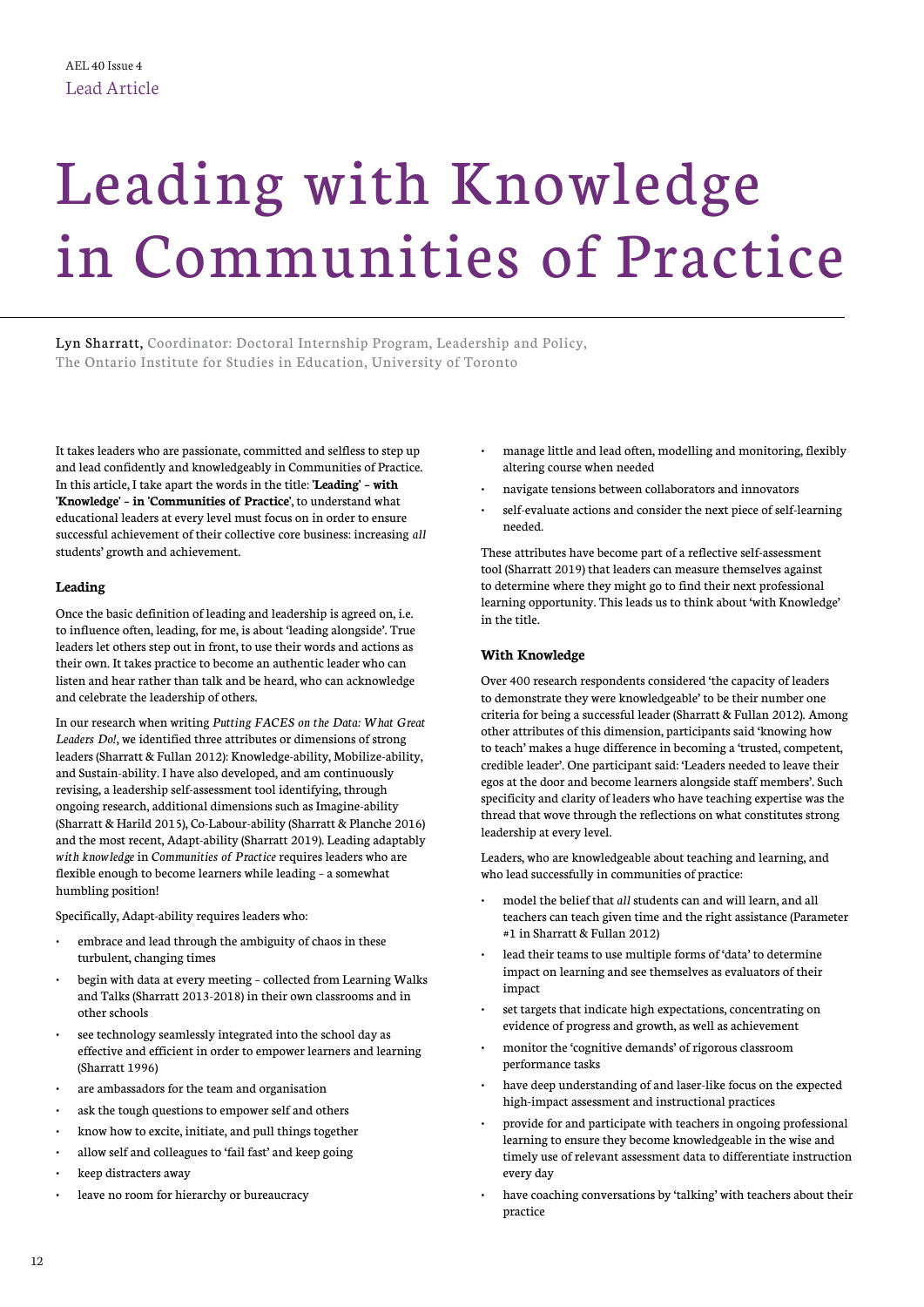Lead Article

# Leading with Knowledge in Communities of Practice

Lyn Sharratt, Coordinator: Doctoral Internship Program, Leadership and Policy, The Ontario Institute for Studies in Education, University of Toronto

It takes leaders who are passionate, committed and selfless to step up and lead confidently and knowledgeably in Communities of Practice. In this article, I take apart the words in the title: '**Leading**' – **with** '**Knowledge**' – **in** '**Communities of Practice**', to understand what educational leaders at every level must focus on in order to ensure successful achievement of their collective core business: increasing *all* students' growth and achievement.

### Leading

Once the basic definition of leading and leadership is agreed on, i.e. to influence often, leading, for me, is about 'leading alongside'. True leaders let others step out in front, to use their words and actions as their own. It takes practice to become an authentic leader who can listen and hear rather than talk and be heard, who can acknowledge and celebrate the leadership of others.

In our research when writing *Putting FACES on the Data: What Great Leaders Do!*, we identified three attributes or dimensions of strong leaders (Sharratt & Fullan 2012): Knowledge-ability, Mobilize-ability, and Sustain-ability. I have also developed, and am continuously revising, a leadership self-assessment tool identifying, through ongoing research, additional dimensions such as Imagine-ability (Sharratt & Harild 2015), Co-Labour-ability (Sharratt & Planche 2016) and the most recent, Adapt-ability (Sharratt 2019). Leading adaptably *with knowledge* in *Communities of Practice* requires leaders who are flexible enough to become learners while leading – a somewhat humbling position!

Specifically, Adapt-ability requires leaders who:

- embrace and lead through the ambiguity of chaos in these turbulent, changing times
- begin with data at every meeting – collected from Learning Walks and Talks (Sharratt 2013-2018) in their own classrooms and in other schools
- see technology seamlessly integrated into the school day as effective and efficient in order to empower learners and learning (Sharratt 1996)
- are ambassadors for the team and organisation
- ask the tough questions to empower self and others
- know how to excite, initiate, and pull things together
- allow self and colleagues to 'fail fast' and keep going
- keep distracters away
- leave no room for hierarchy or bureaucracy
- manage little and lead often, modelling and monitoring, flexibly altering course when needed
- navigate tensions between collaborators and innovators
- self-evaluate actions and consider the next piece of self-learning needed.

These attributes have become part of a reflective self-assessment tool (Sharratt 2019) that leaders can measure themselves against to determine where they might go to find their next professional learning opportunity. This leads us to think about 'with Knowledge' in the title.

### With Knowledge

Over 400 research respondents considered 'the capacity of leaders to demonstrate they were knowledgeable' to be their number one criteria for being a successful leader (Sharratt & Fullan 2012). Among other attributes of this dimension, participants said 'knowing how to teach' makes a huge difference in becoming a 'trusted, competent, credible leader'. One participant said: 'Leaders needed to leave their egos at the door and become learners alongside staff members'. Such specificity and clarity of leaders who have teaching expertise was the thread that wove through the reflections on what constitutes strong leadership at every level.

Leaders, who are knowledgeable about teaching and learning, and who lead successfully in communities of practice:

- model the belief that *all* students can and will learn, and all teachers can teach given time and the right assistance (Parameter #1 in Sharratt & Fullan 2012)
- lead their teams to use multiple forms of 'data' to determine impact on learning and see themselves as evaluators of their impact
- set targets that indicate high expectations, concentrating on evidence of progress and growth, as well as achievement
- monitor the 'cognitive demands' of rigorous classroom performance tasks
- have deep understanding of and laser-like focus on the expected high-impact assessment and instructional practices
- provide for and participate with teachers in ongoing professional learning to ensure they become knowledgeable in the wise and timely use of relevant assessment data to differentiate instruction every day
- have coaching conversations by 'talking' with teachers about their practice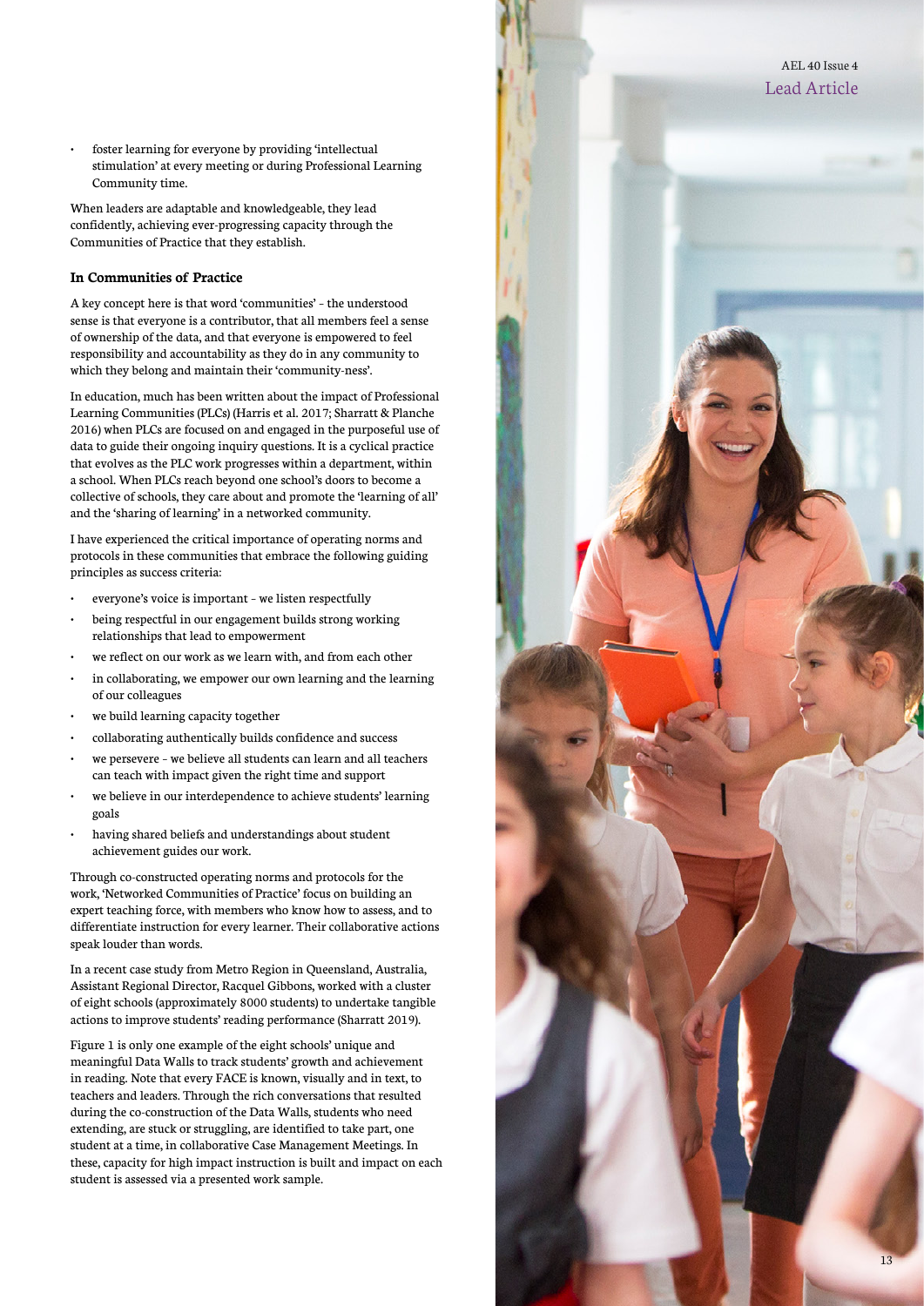- foster learning for everyone by providing 'intellectual stimulation' at every meeting or during Professional Learning Community time.

When leaders are adaptable and knowledgeable, they lead confidently, achieving ever-progressing capacity through the Communities of Practice that they establish.

**In Communities of Practice**

A key concept here is that word 'communities' – the understood sense is that everyone is a contributor, that all members feel a sense of ownership of the data, and that everyone is empowered to feel responsibility and accountability as they do in any community to which they belong and maintain their 'community-ness'.

In education, much has been written about the impact of Professional Learning Communities (PLCs) (Harris et al. 2017; Sharratt & Planche 2016) when PLCs are focused on and engaged in the purposeful use of data to guide their ongoing inquiry questions. It is a cyclical practice that evolves as the PLC work progresses within a department, within a school. When PLCs reach beyond one school's doors to become a collective of schools, they care about and promote the 'learning of all' and the 'sharing of learning' in a networked community.

I have experienced the critical importance of operating norms and protocols in these communities that embrace the following guiding principles as success criteria:

- everyone's voice is important – we listen respectfully
- being respectful in our engagement builds strong working relationships that lead to empowerment
- we reflect on our work as we learn with, and from each other
- in collaborating, we empower our own learning and the learning of our colleagues
- we build learning capacity together
- collaborating authentically builds confidence and success
- we persevere – we believe all students can learn and all teachers can teach with impact given the right time and support
- we believe in our interdependence to achieve students' learning goals
- having shared beliefs and understandings about student achievement guides our work.

Through co-constructed operating norms and protocols for the work, 'Networked Communities of Practice' focus on building an expert teaching force, with members who know how to assess, and to differentiate instruction for every learner. Their collaborative actions speak louder than words.

In a recent case study from Metro Region in Queensland, Australia, Assistant Regional Director, Racquel Gibbons, worked with a cluster of eight schools (approximately 8000 students) to undertake tangible actions to improve students' reading performance (Sharratt 2019).

Figure 1 is only one example of the eight schools' unique and meaningful Data Walls to track students' growth and achievement in reading. Note that every FACE is known, visually and in text, to teachers and leaders. Through the rich conversations that resulted during the co-construction of the Data Walls, students who need extending, are stuck or struggling, are identified to take part, one student at a time, in collaborative Case Management Meetings. In these, capacity for high impact instruction is built and impact on each student is assessed via a presented work sample.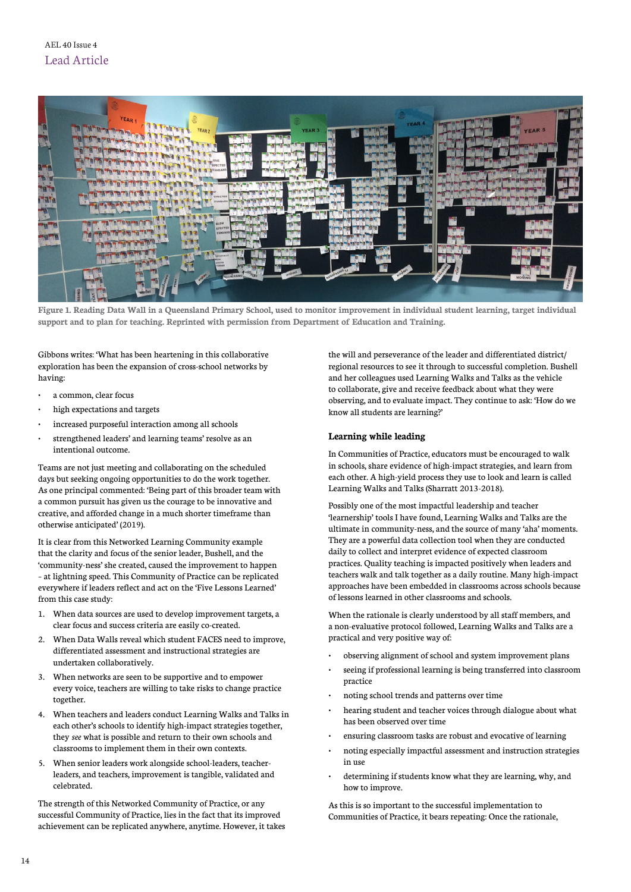Figure 1. Reading Data Wall in a Queensland Primary School, used to monitor improvement in individual student learning, target individual support and to plan for teaching. Reprinted with permission from Department of Education and Training.

Gibbons writes: 'What has been heartening in this collaborative exploration has been the expansion of cross-school networks by having:

- a common, clear focus
- high expectations and targets
- increased purposeful interaction among all schools
- strengthened leaders' and learning teams' resolve as an intentional outcome.

Teams are not just meeting and collaborating on the scheduled days but seeking ongoing opportunities to do the work together. As one principal commented: 'Being part of this broader team with a common pursuit has given us the courage to be innovative and creative, and afforded change in a much shorter timeframe than otherwise anticipated' (2019).

It is clear from this Networked Learning Community example that the clarity and focus of the senior leader, Bushell, and the 'community-ness' she created, caused the improvement to happen – at lightning speed. This Community of Practice can be replicated everywhere if leaders reflect and act on the 'Five Lessons Learned' from this case study:

1. When data sources are used to develop improvement targets, a clear focus and success criteria are easily co-created.
2. When Data Walls reveal which student FACES need to improve, differentiated assessment and instructional strategies are undertaken collaboratively.
3. When networks are seen to be supportive and to empower every voice, teachers are willing to take risks to change practice together.
4. When teachers and leaders conduct Learning Walks and Talks in each other's schools to identify high-impact strategies together, they *see* what is possible and return to their own schools and classrooms to implement them in their own contexts.
5. When senior leaders work alongside school-leaders, teacher-leaders, and teachers, improvement is tangible, validated and celebrated.

The strength of this Networked Community of Practice, or any successful Community of Practice, lies in the fact that its improved achievement can be replicated anywhere, anytime. However, it takes the will and perseverance of the leader and differentiated district/regional resources to see it through to successful completion. Bushell and her colleagues used Learning Walks and Talks as the vehicle to collaborate, give and receive feedback about what they were observing, and to evaluate impact. They continue to ask: 'How do we know all students are learning?'

### Learning while leading

In Communities of Practice, educators must be encouraged to walk in schools, share evidence of high-impact strategies, and learn from each other. A high-yield process they use to look and learn is called Learning Walks and Talks (Sharratt 2013-2018).

Possibly one of the most impactful leadership and teacher 'learnership' tools I have found, Learning Walks and Talks are the ultimate in community-ness, and the source of many 'aha' moments. They are a powerful data collection tool when they are conducted daily to collect and interpret evidence of expected classroom practices. Quality teaching is impacted positively when leaders and teachers walk and talk together as a daily routine. Many high-impact approaches have been embedded in classrooms across schools because of lessons learned in other classrooms and schools.

When the rationale is clearly understood by all staff members, and a non-evaluative protocol followed, Learning Walks and Talks are a practical and very positive way of:

- observing alignment of school and system improvement plans
- seeing if professional learning is being transferred into classroom practice
- noting school trends and patterns over time
- hearing student and teacher voices through dialogue about what has been observed over time
- ensuring classroom tasks are robust and evocative of learning
- noting especially impactful assessment and instruction strategies in use
- determining if students know what they are learning, why, and how to improve.

As this is so important to the successful implementation to Communities of Practice, it bears repeating: Once the rationale,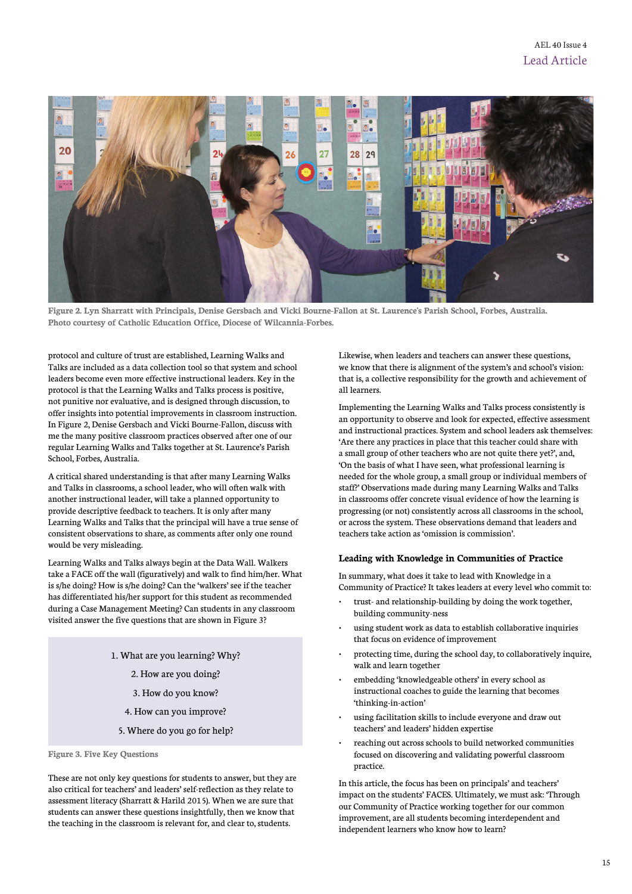Figure 2. Lyn Sharratt with Principals, Denise Gersbach and Vicki Bourne-Fallon at St. Laurence's Parish School, Forbes, Australia. Photo courtesy of Catholic Education Office, Diocese of Wilcannia-Forbes.

protocol and culture of trust are established, Learning Walks and Talks are included as a data collection tool so that system and school leaders become even more effective instructional leaders. Key in the protocol is that the Learning Walks and Talks process is positive, not punitive nor evaluative, and is designed through discussion, to offer insights into potential improvements in classroom instruction. In Figure 2, Denise Gersbach and Vicki Bourne-Fallon, discuss with me the many positive classroom practices observed after one of our regular Learning Walks and Talks together at St. Laurence's Parish School, Forbes, Australia.

A critical shared understanding is that after many Learning Walks and Talks in classrooms, a school leader, who will often walk with another instructional leader, will take a planned opportunity to provide descriptive feedback to teachers. It is only after many Learning Walks and Talks that the principal will have a true sense of consistent observations to share, as comments after only one round would be very misleading.

Learning Walks and Talks always begin at the Data Wall. Walkers take a FACE off the wall (figuratively) and walk to find him/her. What is s/he doing? How is s/he doing? Can the 'walkers' see if the teacher has differentiated his/her support for this student as recommended during a Case Management Meeting? Can students in any classroom visited answer the five questions that are shown in Figure 3?

1. What are you learning? Why?
2. How are you doing?
3. How do you know?
4. How can you improve?
5. Where do you go for help?

Figure 3. Five Key Questions

These are not only key questions for students to answer, but they are also critical for teachers' and leaders' self-reflection as they relate to assessment literacy (Sharratt & Harild 2015). When we are sure that students can answer these questions insightfully, then we know that the teaching in the classroom is relevant for, and clear to, students.

Likewise, when leaders and teachers can answer these questions, we know that there is alignment of the system's and school's vision: that is, a collective responsibility for the growth and achievement of all learners.

Implementing the Learning Walks and Talks process consistently is an opportunity to observe and look for expected, effective assessment and instructional practices. System and school leaders ask themselves: 'Are there any practices in place that this teacher could share with a small group of other teachers who are not quite there yet?', and, 'On the basis of what I have seen, what professional learning is needed for the whole group, a small group or individual members of staff?' Observations made during many Learning Walks and Talks in classrooms offer concrete visual evidence of how the learning is progressing (or not) consistently across all classrooms in the school, or across the system. These observations demand that leaders and teachers take action as 'omission is commission'.

### Leading with Knowledge in Communities of Practice

In summary, what does it take to lead with Knowledge in a Community of Practice? It takes leaders at every level who commit to:

- trust- and relationship-building by doing the work together, building community-ness
- using student work as data to establish collaborative inquiries that focus on evidence of improvement
- protecting time, during the school day, to collaboratively inquire, walk and learn together
- embedding 'knowledgeable others' in every school as instructional coaches to guide the learning that becomes 'thinking-in-action'
- using facilitation skills to include everyone and draw out teachers' and leaders' hidden expertise
- reaching out across schools to build networked communities focused on discovering and validating powerful classroom practice.

In this article, the focus has been on principals' and teachers' impact on the students' FACES. Ultimately, we must ask: 'Through our Community of Practice working together for our common improvement, are all students becoming interdependent and independent learners who know how to learn?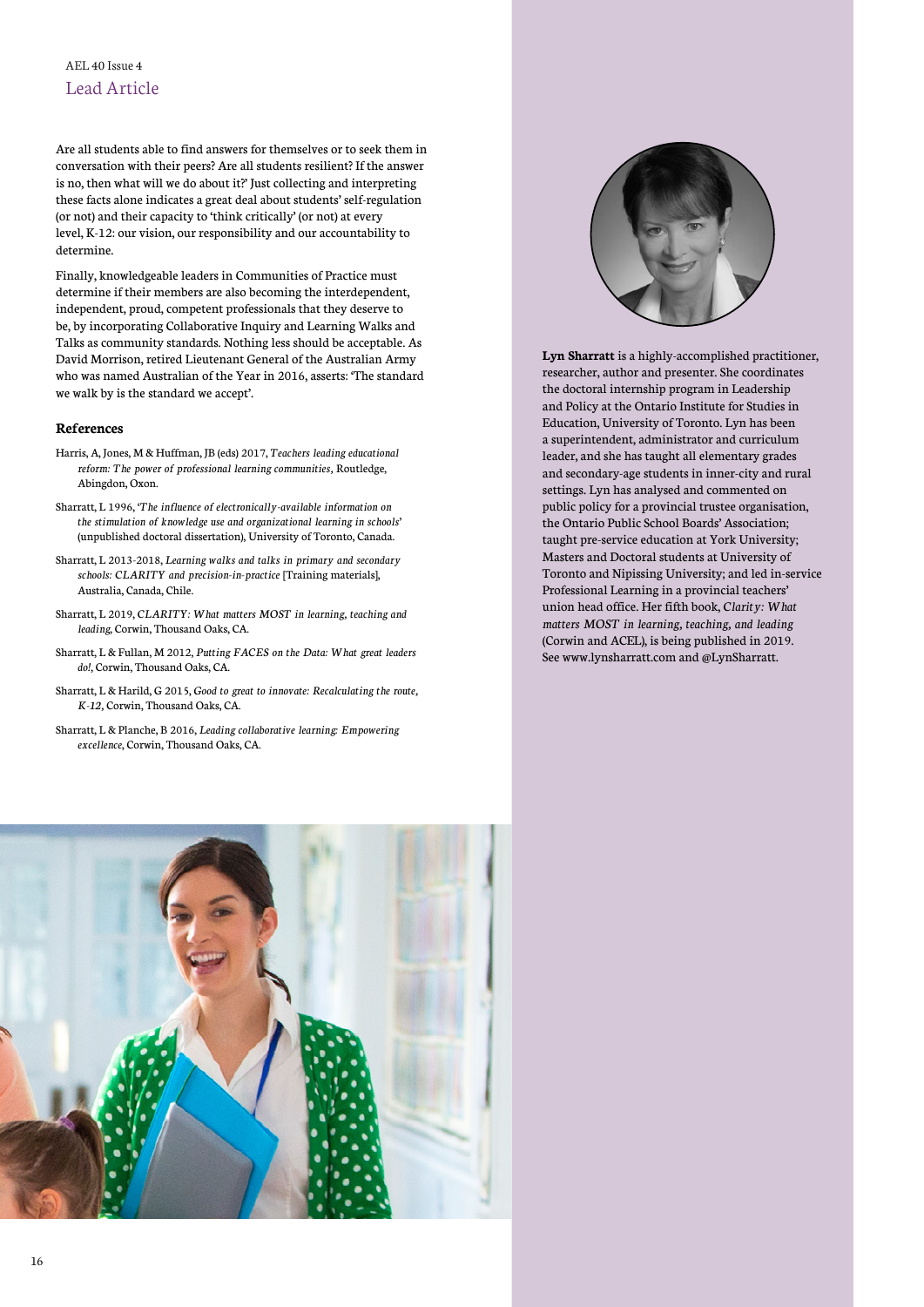Are all students able to find answers for themselves or to seek them in conversation with their peers? Are all students resilient? If the answer is no, then what will we do about it?' Just collecting and interpreting these facts alone indicates a great deal about students' self-regulation (or not) and their capacity to 'think critically' (or not) at every level, K-12: our vision, our responsibility and our accountability to determine.

Finally, knowledgeable leaders in Communities of Practice must determine if their members are also becoming the interdependent, independent, proud, competent professionals that they deserve to be, by incorporating Collaborative Inquiry and Learning Walks and Talks as community standards. Nothing less should be acceptable. As David Morrison, retired Lieutenant General of the Australian Army who was named Australian of the Year in 2016, asserts: 'The standard we walk by is the standard we accept'.

### References

Harris, A, Jones, M & Huffman, JB (eds) 2017, *Teachers leading educational reform: The power of professional learning communities*, Routledge, Abingdon, Oxon.

Sharratt, L 1996, '*The influence of electronically-available information on the stimulation of knowledge use and organizational learning in schools*' (unpublished doctoral dissertation), University of Toronto, Canada.

Sharratt, L 2013-2018, *Learning walks and talks in primary and secondary schools: CLARITY and precision-in-practice* [Training materials], Australia, Canada, Chile.

Sharratt, L 2019, *CLARITY: What matters MOST in learning, teaching and leading*, Corwin, Thousand Oaks, CA.

Sharratt, L & Fullan, M 2012, *Putting FACES on the Data: What great leaders do!*, Corwin, Thousand Oaks, CA.

Sharratt, L & Harild, G 2015, *Good to great to innovate: Recalculating the route, K-12*, Corwin, Thousand Oaks, CA.

Sharratt, L & Planche, B 2016, *Leading collaborative learning: Empowering excellence*, Corwin, Thousand Oaks, CA.

**Lyn Sharratt** is a highly-accomplished practitioner, researcher, author and presenter. She coordinates the doctoral internship program in Leadership and Policy at the Ontario Institute for Studies in Education, University of Toronto. Lyn has been a superintendent, administrator and curriculum leader, and she has taught all elementary grades and secondary-age students in inner-city and rural settings. Lyn has analysed and commented on public policy for a provincial trustee organisation, the Ontario Public School Boards' Association; taught pre-service education at York University; Masters and Doctoral students at University of Toronto and Nipissing University; and led in-service Professional Learning in a provincial teachers' union head office. Her fifth book, *Clarity: What matters MOST in learning, teaching, and leading* (Corwin and ACEL), is being published in 2019. See www.lynsharratt.com and @LynSharratt.